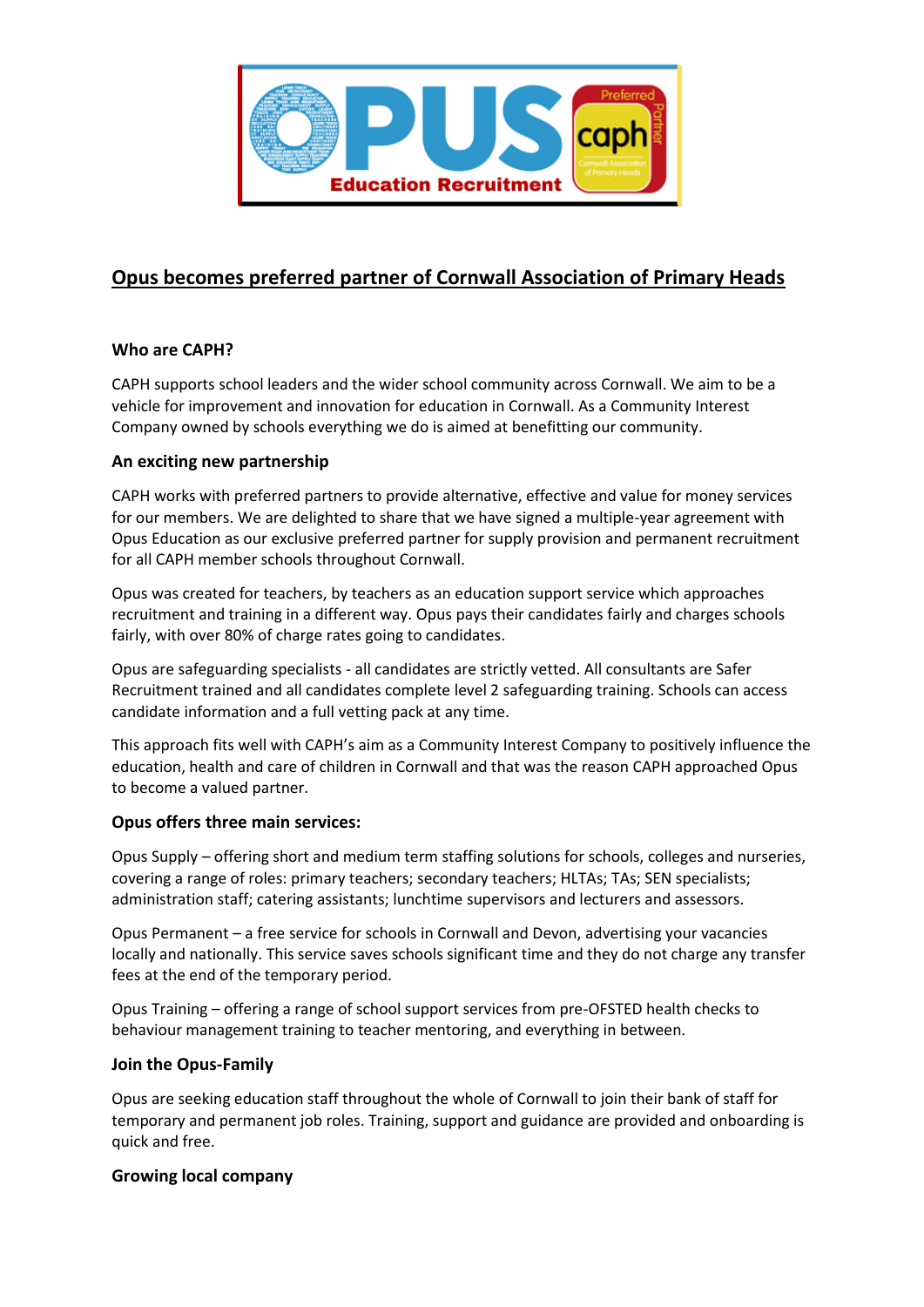# Opus becomes preferred partner of Cornwall Association of Primary Heads

### Who are CAPH?

CAPH supports school leaders and the wider school community across Cornwall. We aim to be a vehicle for improvement and innovation for education in Cornwall. As a Community Interest Company owned by schools everything we do is aimed at benefitting our community.

### An exciting new partnership

CAPH works with preferred partners to provide alternative, effective and value for money services for our members. We are delighted to share that we have signed a multiple-year agreement with Opus Education as our exclusive preferred partner for supply provision and permanent recruitment for all CAPH member schools throughout Cornwall.

Opus was created for teachers, by teachers as an education support service which approaches recruitment and training in a different way. Opus pays their candidates fairly and charges schools fairly, with over 80% of charge rates going to candidates.

Opus are safeguarding specialists - all candidates are strictly vetted. All consultants are Safer Recruitment trained and all candidates complete level 2 safeguarding training. Schools can access candidate information and a full vetting pack at any time.

This approach fits well with CAPH's aim as a Community Interest Company to positively influence the education, health and care of children in Cornwall and that was the reason CAPH approached Opus to become a valued partner.

### Opus offers three main services:

Opus Supply – offering short and medium term staffing solutions for schools, colleges and nurseries, covering a range of roles: primary teachers; secondary teachers; HLTAs; TAs; SEN specialists; administration staff; catering assistants; lunchtime supervisors and lecturers and assessors.

Opus Permanent – a free service for schools in Cornwall and Devon, advertising your vacancies locally and nationally. This service saves schools significant time and they do not charge any transfer fees at the end of the temporary period.

Opus Training – offering a range of school support services from pre-OFSTED health checks to behaviour management training to teacher mentoring, and everything in between.

### Join the Opus-Family

Opus are seeking education staff throughout the whole of Cornwall to join their bank of staff for temporary and permanent job roles. Training, support and guidance are provided and onboarding is quick and free.

### Growing local company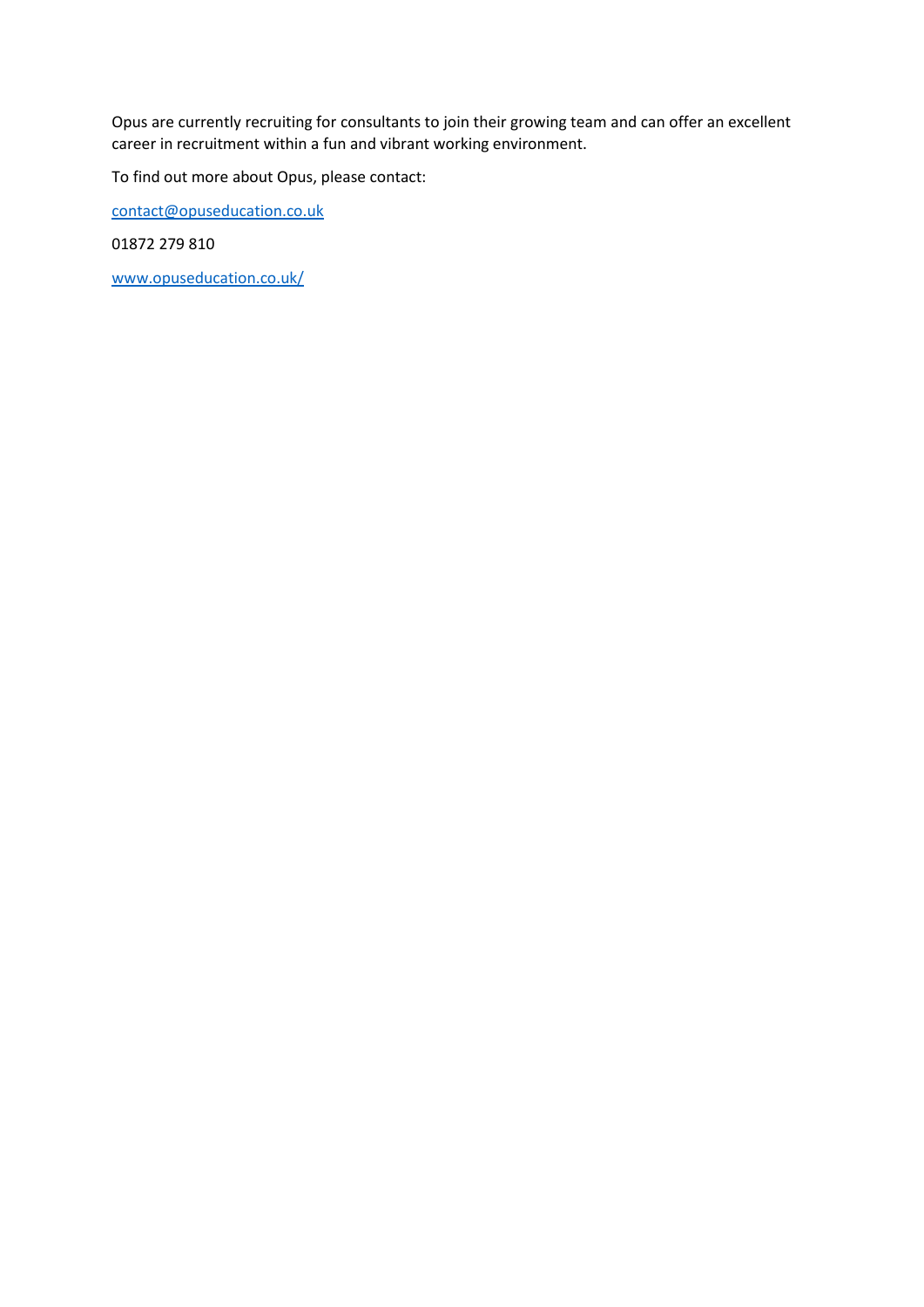Opus are currently recruiting for consultants to join their growing team and can offer an excellent career in recruitment within a fun and vibrant working environment.

To find out more about Opus, please contact:

contact@opuseducation.co.uk

01872 279 810

www.opuseducation.co.uk/